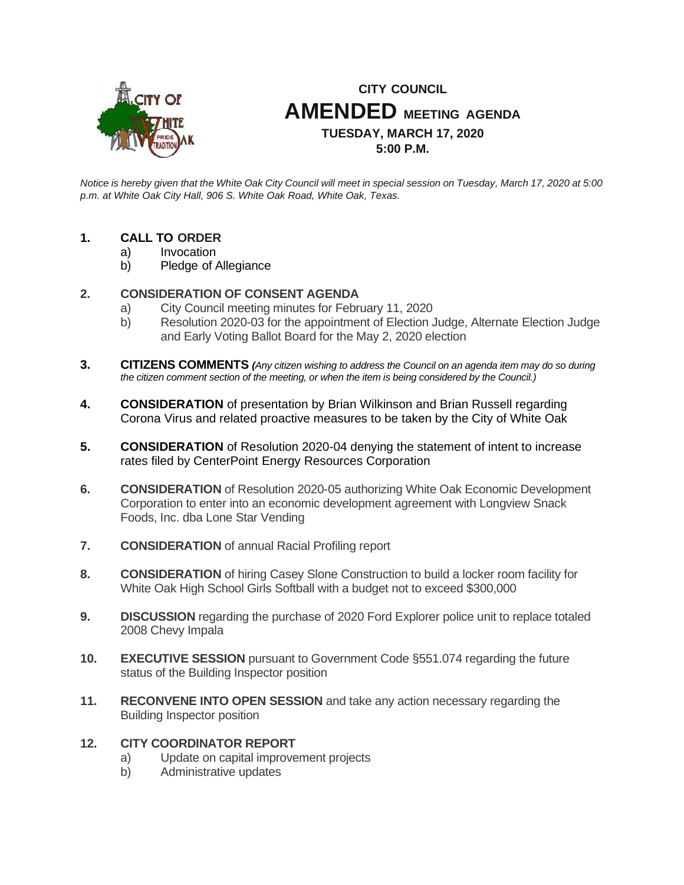# CITY COUNCIL
# AMENDED MEETING AGENDA
### TUESDAY, MARCH 17, 2020
### 5:00 P.M.

*Notice is hereby given that the White Oak City Council will meet in special session on Tuesday, March 17, 2020 at 5:00 p.m. at White Oak City Hall, 906 S. White Oak Road, White Oak, Texas.*

**1. CALL TO ORDER**
- a) Invocation
- b) Pledge of Allegiance

**2. CONSIDERATION OF CONSENT AGENDA**
- a) City Council meeting minutes for February 11, 2020
- b) Resolution 2020-03 for the appointment of Election Judge, Alternate Election Judge and Early Voting Ballot Board for the May 2, 2020 election

**3. CITIZENS COMMENTS** *(Any citizen wishing to address the Council on an agenda item may do so during the citizen comment section of the meeting, or when the item is being considered by the Council.)*

**4. CONSIDERATION** of presentation by Brian Wilkinson and Brian Russell regarding Corona Virus and related proactive measures to be taken by the City of White Oak

**5. CONSIDERATION** of Resolution 2020-04 denying the statement of intent to increase rates filed by CenterPoint Energy Resources Corporation

**6. CONSIDERATION** of Resolution 2020-05 authorizing White Oak Economic Development Corporation to enter into an economic development agreement with Longview Snack Foods, Inc. dba Lone Star Vending

**7. CONSIDERATION** of annual Racial Profiling report

**8. CONSIDERATION** of hiring Casey Slone Construction to build a locker room facility for White Oak High School Girls Softball with a budget not to exceed $300,000

**9. DISCUSSION** regarding the purchase of 2020 Ford Explorer police unit to replace totaled 2008 Chevy Impala

**10. EXECUTIVE SESSION** pursuant to Government Code §551.074 regarding the future status of the Building Inspector position

**11. RECONVENE INTO OPEN SESSION** and take any action necessary regarding the Building Inspector position

**12. CITY COORDINATOR REPORT**
- a) Update on capital improvement projects
- b) Administrative updates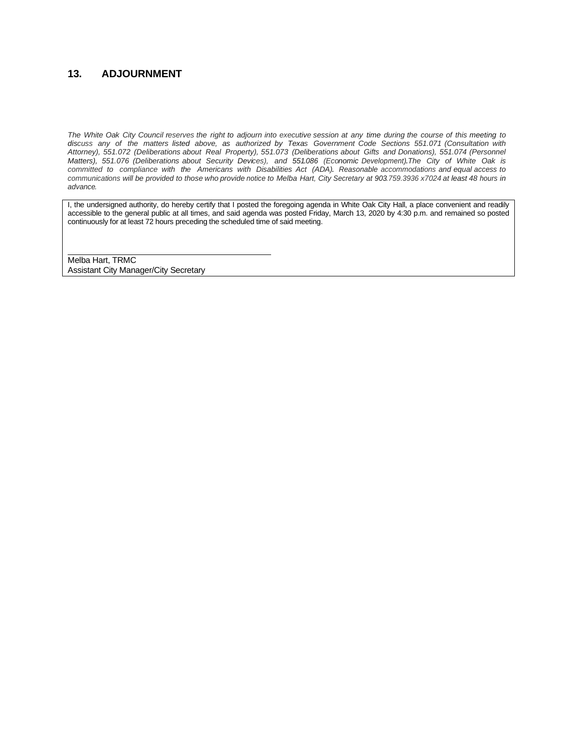## 13. ADJOURNMENT

*The White Oak City Council reserves the right to adjourn into executive session at any time during the course of this meeting to discuss any of the matters listed above, as authorized by Texas Government Code Sections 551.071 (Consultation with Attorney), 551.072 (Deliberations about Real Property), 551.073 (Deliberations about Gifts and Donations), 551.074 (Personnel Matters), 551.076 (Deliberations about Security Devices), and 551.086 (Economic Development).The City of White Oak is committed to compliance with the Americans with Disabilities Act (ADA). Reasonable accommodations and equal access to communications will be provided to those who provide notice to Melba Hart, City Secretary at 903.759.3936 x7024 at least 48 hours in advance.*

I, the undersigned authority, do hereby certify that I posted the foregoing agenda in White Oak City Hall, a place convenient and readily accessible to the general public at all times, and said agenda was posted Friday, March 13, 2020 by 4:30 p.m. and remained so posted continuously for at least 72 hours preceding the scheduled time of said meeting.

\_\_\_\_\_\_\_\_\_\_\_\_\_\_\_\_\_\_\_\_\_\_\_\_\_\_\_\_\_\_\_\_\_\_\_\_\_\_\_\_

Melba Hart, TRMC
Assistant City Manager/City Secretary